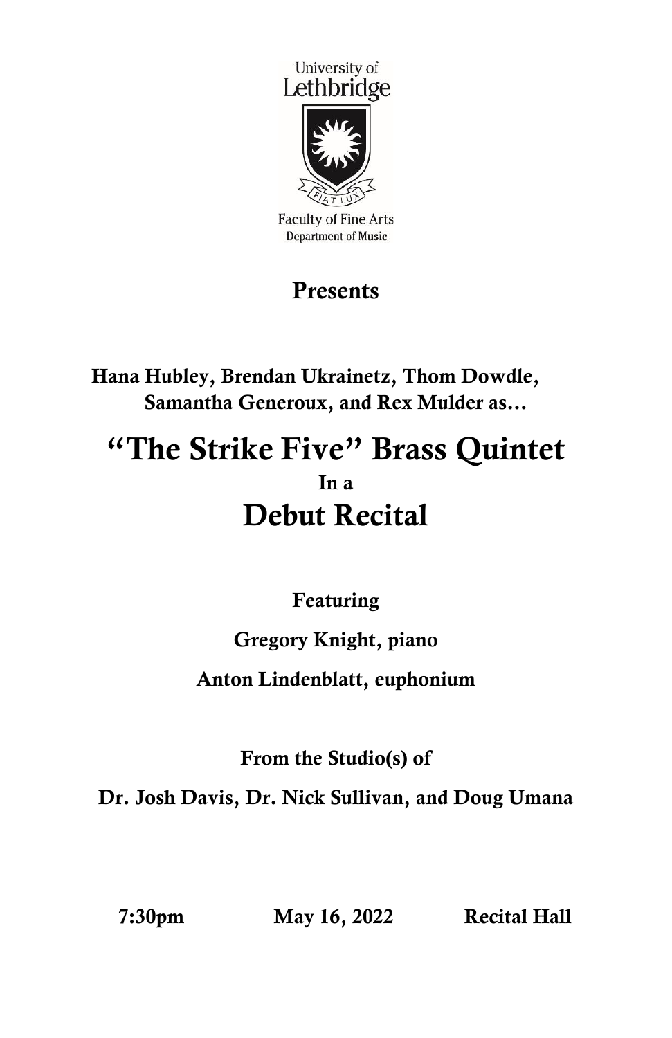University of
Lethbridge

FIAT LUX

Faculty of Fine Arts
Department of Music

**Presents**

**Hana Hubley, Brendan Ukrainetz, Thom Dowdle, Samantha Generoux, and Rex Mulder as…**

# "The Strike Five" Brass Quintet

**In a**

# Debut Recital

**Featuring**

**Gregory Knight, piano**

**Anton Lindenblatt, euphonium**

**From the Studio(s) of**

**Dr. Josh Davis, Dr. Nick Sullivan, and Doug Umana**

**7:30pm May 16, 2022 Recital Hall**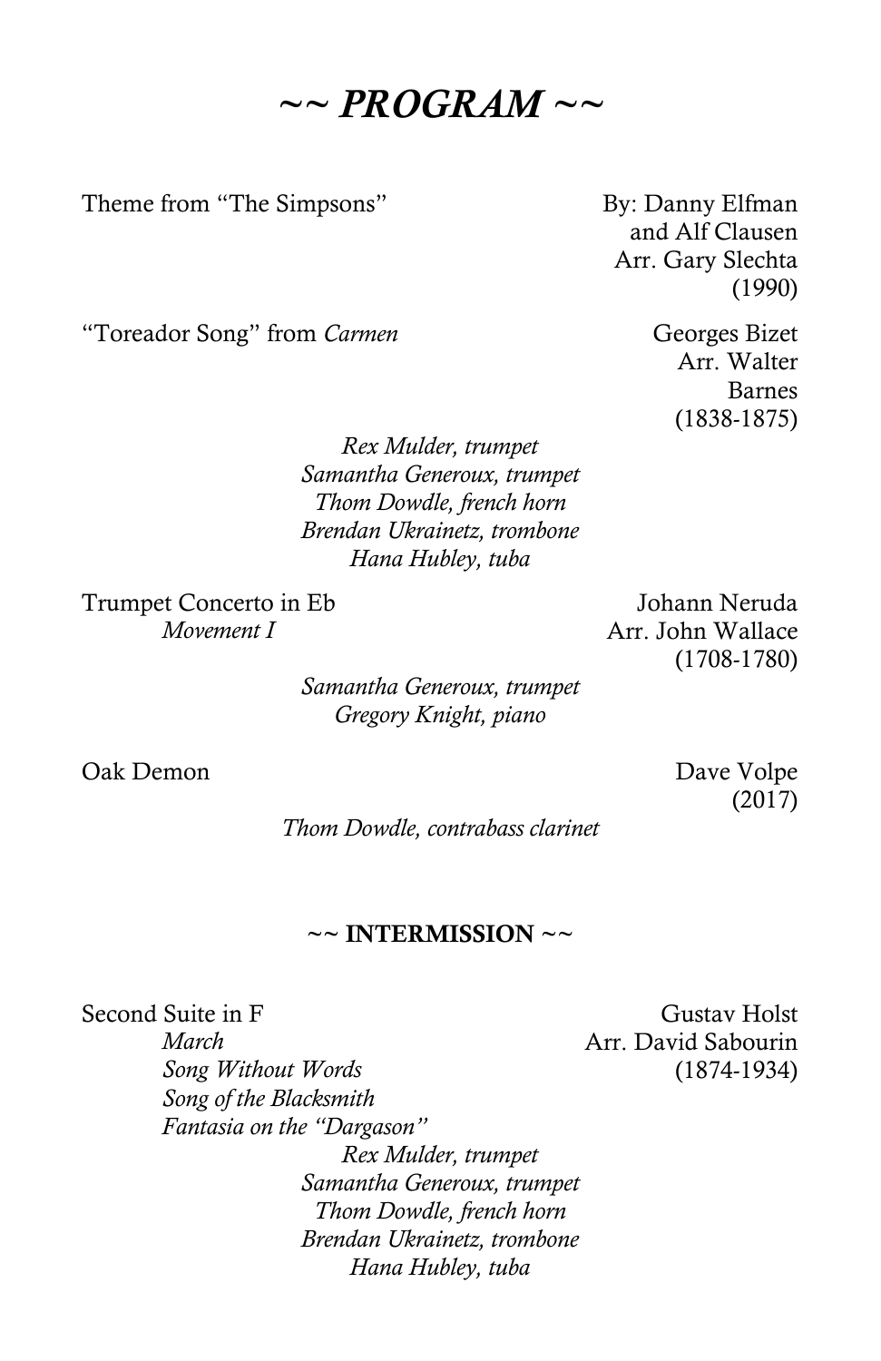# *~~ PROGRAM ~~*

Theme from "The Simpsons" — By: Danny Elfman and Alf Clausen
Arr. Gary Slechta
(1990)

"Toreador Song" from *Carmen* — Georges Bizet
Arr. Walter Barnes
(1838-1875)

*Rex Mulder, trumpet*
*Samantha Generoux, trumpet*
*Thom Dowdle, french horn*
*Brendan Ukrainetz, trombone*
*Hana Hubley, tuba*

Trumpet Concerto in Eb — Johann Neruda
*Movement I*
Arr. John Wallace
(1708-1780)

*Samantha Generoux, trumpet*
*Gregory Knight, piano*

Oak Demon — Dave Volpe
(2017)

*Thom Dowdle, contrabass clarinet*

**~~ INTERMISSION ~~**

Second Suite in F — Gustav Holst
Arr. David Sabourin
(1874-1934)

*March*
*Song Without Words*
*Song of the Blacksmith*
*Fantasia on the "Dargason"*

*Rex Mulder, trumpet*
*Samantha Generoux, trumpet*
*Thom Dowdle, french horn*
*Brendan Ukrainetz, trombone*
*Hana Hubley, tuba*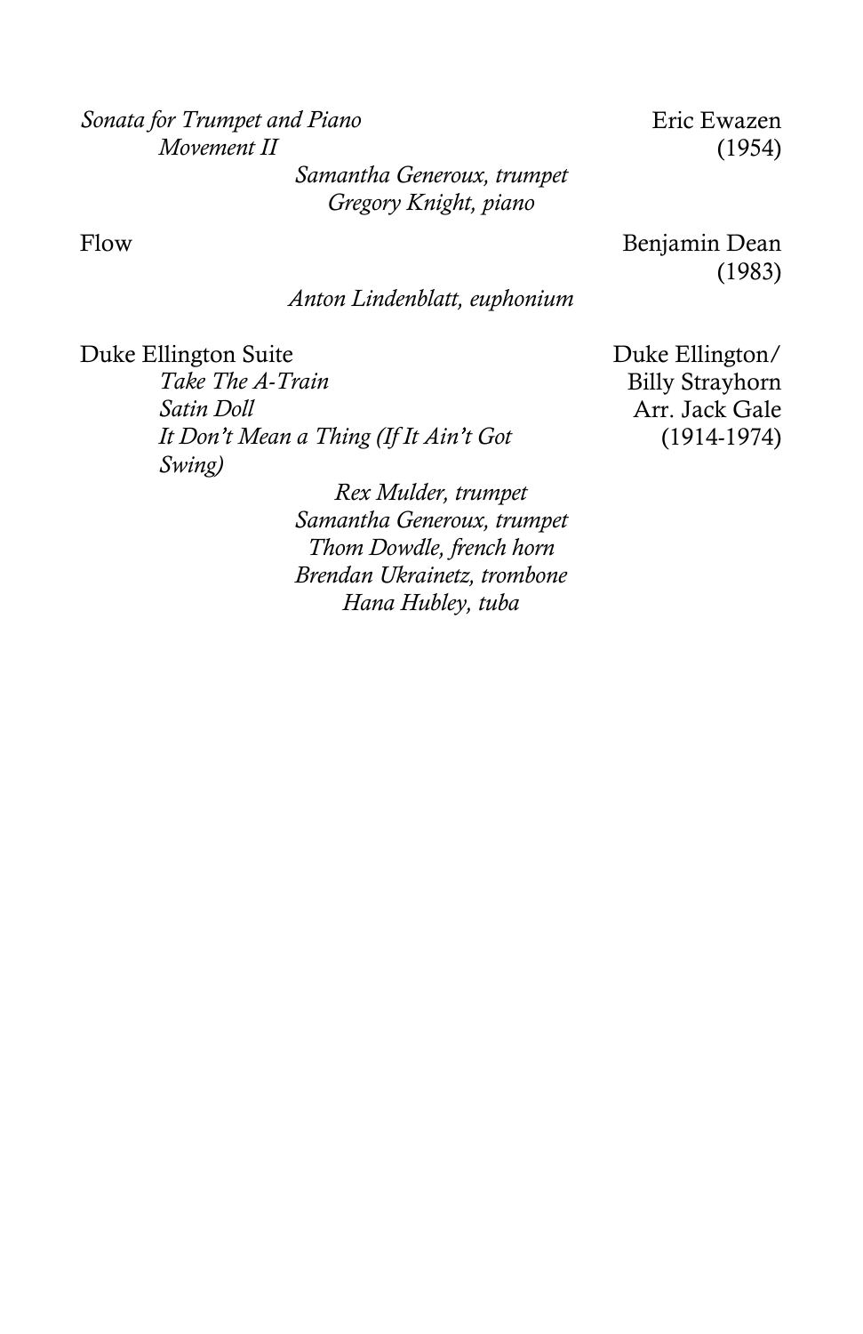*Sonata for Trumpet and Piano* — Eric Ewazen (1954)

*Movement II*

*Samantha Generoux, trumpet*
*Gregory Knight, piano*

Flow — Benjamin Dean (1983)

*Anton Lindenblatt, euphonium*

Duke Ellington Suite — Duke Ellington/ Billy Strayhorn, Arr. Jack Gale (1914-1974)

*Take The A-Train*
*Satin Doll*
*It Don't Mean a Thing (If It Ain't Got Swing)*

*Rex Mulder, trumpet*
*Samantha Generoux, trumpet*
*Thom Dowdle, french horn*
*Brendan Ukrainetz, trombone*
*Hana Hubley, tuba*